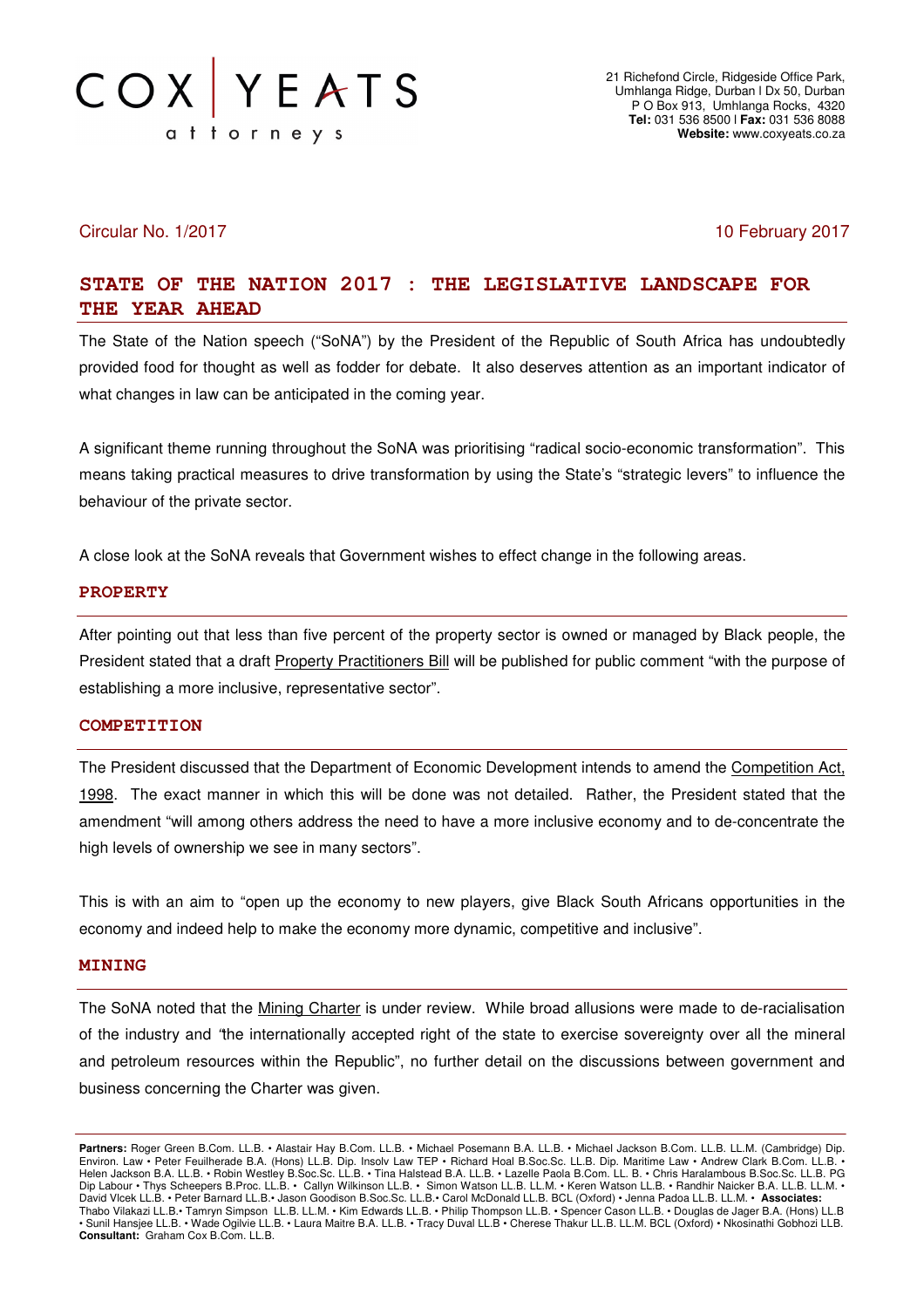COX | YEATS attorneys

21 Richefond Circle, Ridgeside Office Park,
Umhlanga Ridge, Durban I Dx 50, Durban
P O Box 913, Umhlanga Rocks, 4320
**Tel:** 031 536 8500 I **Fax:** 031 536 8088
**Website:** www.coxyeats.co.za

Circular No. 1/2017

10 February 2017

## STATE OF THE NATION 2017 : THE LEGISLATIVE LANDSCAPE FOR THE YEAR AHEAD

The State of the Nation speech ("SoNA") by the President of the Republic of South Africa has undoubtedly provided food for thought as well as fodder for debate. It also deserves attention as an important indicator of what changes in law can be anticipated in the coming year.

A significant theme running throughout the SoNA was prioritising "radical socio-economic transformation". This means taking practical measures to drive transformation by using the State's "strategic levers" to influence the behaviour of the private sector.

A close look at the SoNA reveals that Government wishes to effect change in the following areas.

### PROPERTY

After pointing out that less than five percent of the property sector is owned or managed by Black people, the President stated that a draft Property Practitioners Bill will be published for public comment "with the purpose of establishing a more inclusive, representative sector".

### COMPETITION

The President discussed that the Department of Economic Development intends to amend the Competition Act, 1998. The exact manner in which this will be done was not detailed. Rather, the President stated that the amendment "will among others address the need to have a more inclusive economy and to de-concentrate the high levels of ownership we see in many sectors".

This is with an aim to "open up the economy to new players, give Black South Africans opportunities in the economy and indeed help to make the economy more dynamic, competitive and inclusive".

### MINING

The SoNA noted that the Mining Charter is under review. While broad allusions were made to de-racialisation of the industry and "the internationally accepted right of the state to exercise sovereignty over all the mineral and petroleum resources within the Republic", no further detail on the discussions between government and business concerning the Charter was given.

**Partners:** Roger Green B.Com. LL.B. • Alastair Hay B.Com. LL.B. • Michael Posemann B.A. LL.B. • Michael Jackson B.Com. LL.B. LL.M. (Cambridge) Dip. Environ. Law • Peter Feuilherade B.A. (Hons) LL.B. Dip. Insolv Law TEP • Richard Hoal B.Soc.Sc. LL.B. Dip. Maritime Law • Andrew Clark B.Com. LL.B. • Helen Jackson B.A. LL.B. • Robin Westley B.Soc.Sc. LL.B. • Tina Halstead B.A. LL.B. • Lazelle Paola B.Com. LL. B. • Chris Haralambous B.Soc.Sc. LL.B. PG Dip Labour • Thys Scheepers B.Proc. LL.B. • Callyn Wilkinson LL.B. • Simon Watson LL.B. LL.M. • Keren Watson LL.B. • Randhir Naicker B.A. LL.B. LL.M. • David Vlcek LL.B. • Peter Barnard LL.B.• Jason Goodison B.Soc.Sc. LL.B.• Carol McDonald LL.B. BCL (Oxford) • Jenna Padoa LL.B. LL.M. • **Associates:** Thabo Vilakazi LL.B.• Tamryn Simpson LL.B. LL.M. • Kim Edwards LL.B. • Philip Thompson LL.B. • Spencer Cason LL.B. • Douglas de Jager B.A. (Hons) LL.B • Sunil Hansjee LL.B. • Wade Ogilvie LL.B. • Laura Maitre B.A. LL.B. • Tracy Duval LL.B • Cherese Thakur LL.B. LL.M. BCL (Oxford) • Nkosinathi Gobhozi LLB. **Consultant:** Graham Cox B.Com. LL.B.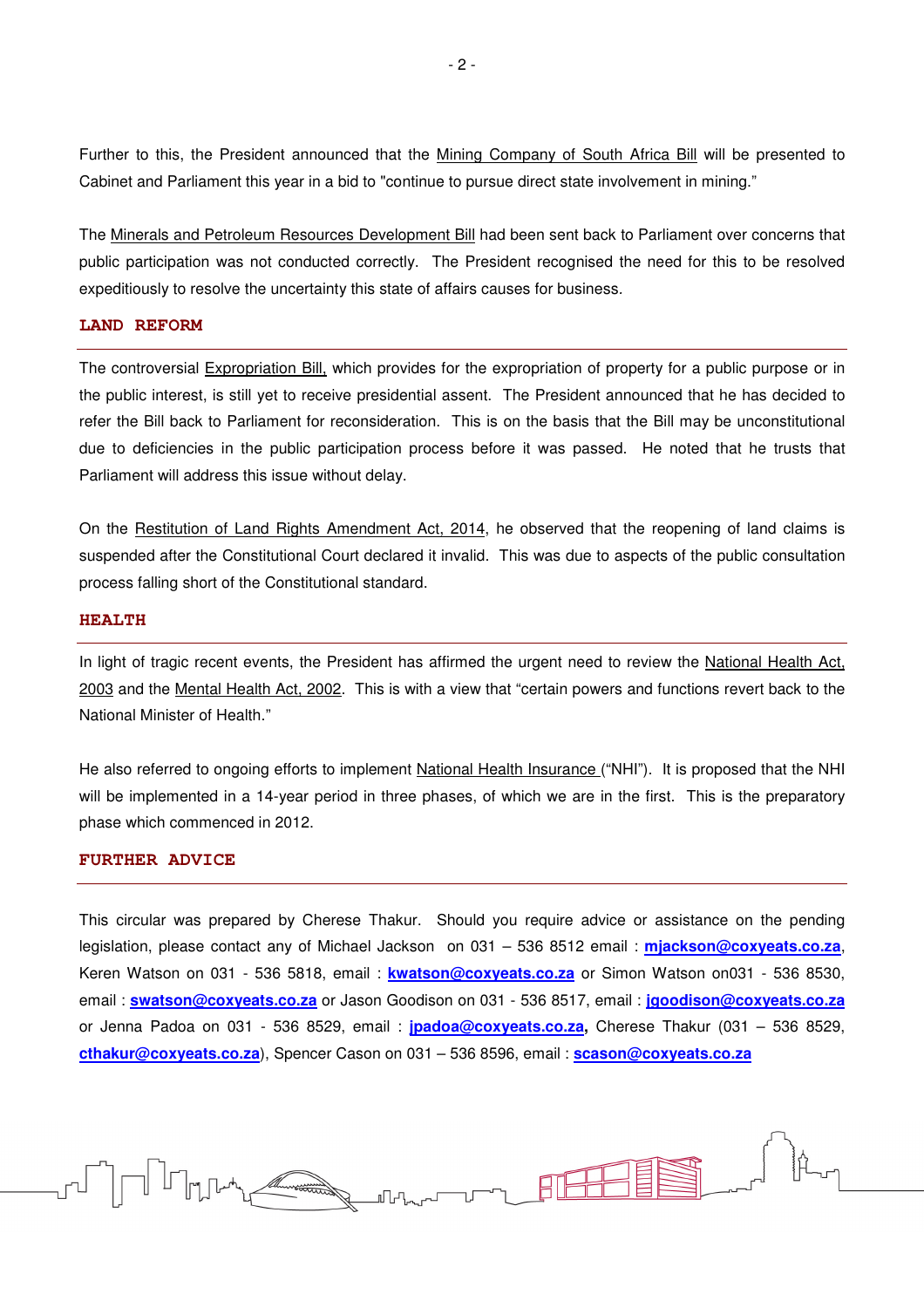Further to this, the President announced that the Mining Company of South Africa Bill will be presented to Cabinet and Parliament this year in a bid to "continue to pursue direct state involvement in mining."

The Minerals and Petroleum Resources Development Bill had been sent back to Parliament over concerns that public participation was not conducted correctly. The President recognised the need for this to be resolved expeditiously to resolve the uncertainty this state of affairs causes for business.

## LAND REFORM

The controversial Expropriation Bill, which provides for the expropriation of property for a public purpose or in the public interest, is still yet to receive presidential assent. The President announced that he has decided to refer the Bill back to Parliament for reconsideration. This is on the basis that the Bill may be unconstitutional due to deficiencies in the public participation process before it was passed. He noted that he trusts that Parliament will address this issue without delay.

On the Restitution of Land Rights Amendment Act, 2014, he observed that the reopening of land claims is suspended after the Constitutional Court declared it invalid. This was due to aspects of the public consultation process falling short of the Constitutional standard.

## HEALTH

In light of tragic recent events, the President has affirmed the urgent need to review the National Health Act, 2003 and the Mental Health Act, 2002. This is with a view that "certain powers and functions revert back to the National Minister of Health."

He also referred to ongoing efforts to implement National Health Insurance ("NHI"). It is proposed that the NHI will be implemented in a 14-year period in three phases, of which we are in the first. This is the preparatory phase which commenced in 2012.

## FURTHER ADVICE

This circular was prepared by Cherese Thakur. Should you require advice or assistance on the pending legislation, please contact any of Michael Jackson on 031 – 536 8512 email : **mjackson@coxyeats.co.za**, Keren Watson on 031 - 536 5818, email : **kwatson@coxyeats.co.za** or Simon Watson on031 - 536 8530, email : **swatson@coxyeats.co.za** or Jason Goodison on 031 - 536 8517, email : **jgoodison@coxyeats.co.za** or Jenna Padoa on 031 - 536 8529, email : **jpadoa@coxyeats.co.za,** Cherese Thakur (031 – 536 8529, **cthakur@coxyeats.co.za**), Spencer Cason on 031 – 536 8596, email : **scason@coxyeats.co.za**